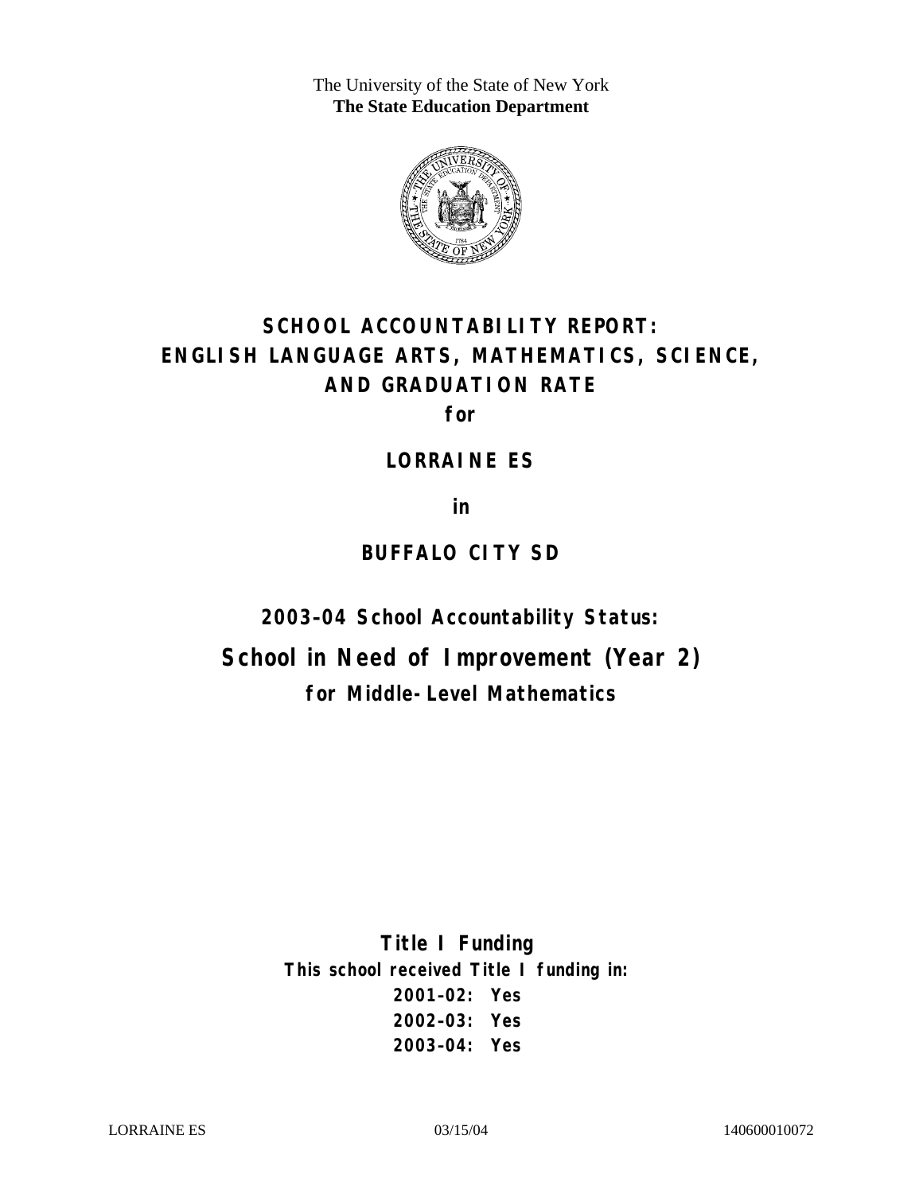The University of the State of New York
**The State Education Department**

# SCHOOL ACCOUNTABILITY REPORT: ENGLISH LANGUAGE ARTS, MATHEMATICS, SCIENCE, AND GRADUATION RATE

**for**

## LORRAINE ES

**in**

## BUFFALO CITY SD

### 2003–04 School Accountability Status:

## School in Need of Improvement (Year 2)

### for Middle-Level Mathematics

**Title I Funding**

**This school received Title I funding in:**

**2001–02: Yes**
**2002–03: Yes**
**2003–04: Yes**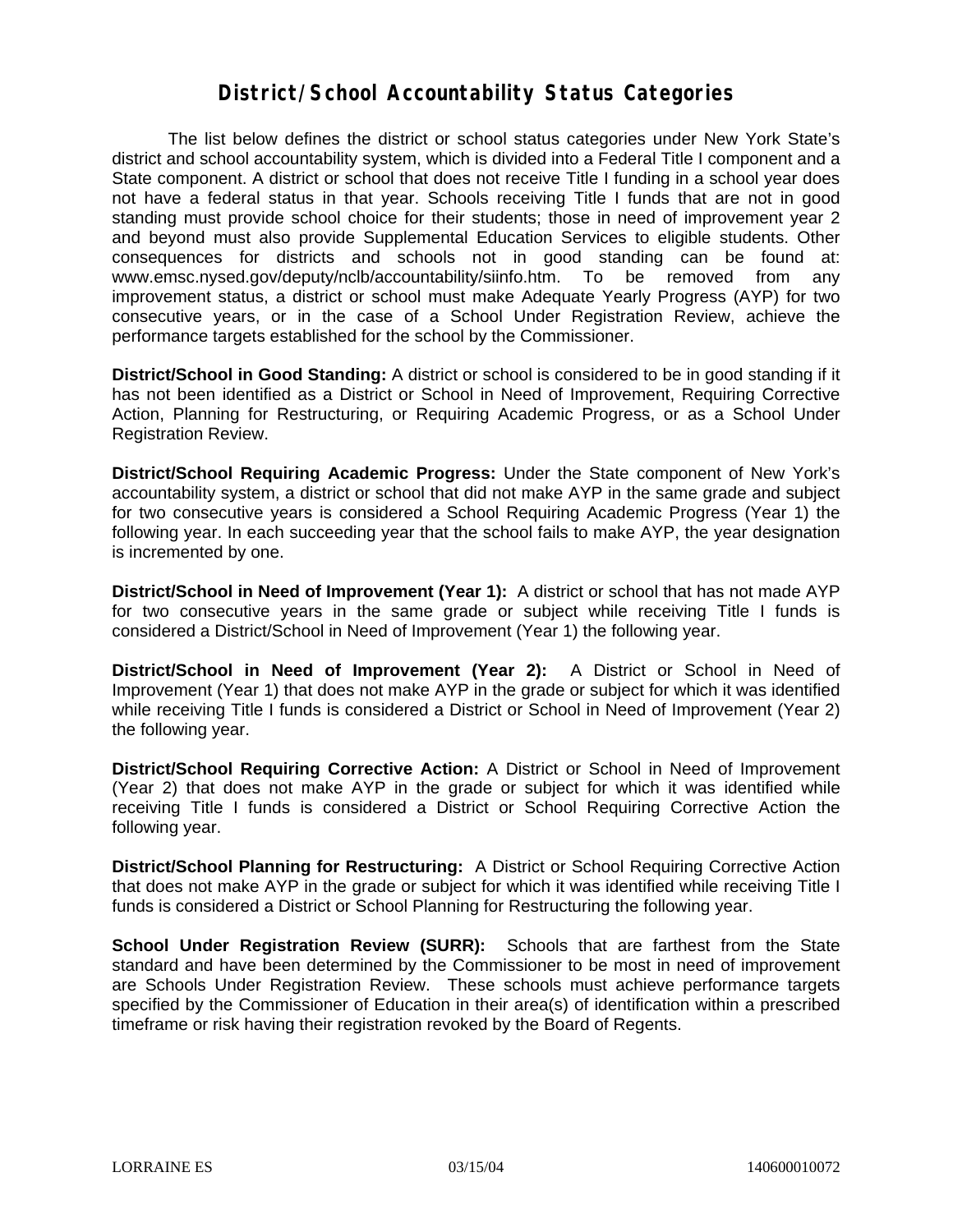# District/School Accountability Status Categories

The list below defines the district or school status categories under New York State's district and school accountability system, which is divided into a Federal Title I component and a State component. A district or school that does not receive Title I funding in a school year does not have a federal status in that year. Schools receiving Title I funds that are not in good standing must provide school choice for their students; those in need of improvement year 2 and beyond must also provide Supplemental Education Services to eligible students. Other consequences for districts and schools not in good standing can be found at: www.emsc.nysed.gov/deputy/nclb/accountability/siinfo.htm. To be removed from any improvement status, a district or school must make Adequate Yearly Progress (AYP) for two consecutive years, or in the case of a School Under Registration Review, achieve the performance targets established for the school by the Commissioner.

**District/School in Good Standing:** A district or school is considered to be in good standing if it has not been identified as a District or School in Need of Improvement, Requiring Corrective Action, Planning for Restructuring, or Requiring Academic Progress, or as a School Under Registration Review.

**District/School Requiring Academic Progress:** Under the State component of New York's accountability system, a district or school that did not make AYP in the same grade and subject for two consecutive years is considered a School Requiring Academic Progress (Year 1) the following year. In each succeeding year that the school fails to make AYP, the year designation is incremented by one.

**District/School in Need of Improvement (Year 1):** A district or school that has not made AYP for two consecutive years in the same grade or subject while receiving Title I funds is considered a District/School in Need of Improvement (Year 1) the following year.

**District/School in Need of Improvement (Year 2):** A District or School in Need of Improvement (Year 1) that does not make AYP in the grade or subject for which it was identified while receiving Title I funds is considered a District or School in Need of Improvement (Year 2) the following year.

**District/School Requiring Corrective Action:** A District or School in Need of Improvement (Year 2) that does not make AYP in the grade or subject for which it was identified while receiving Title I funds is considered a District or School Requiring Corrective Action the following year.

**District/School Planning for Restructuring:** A District or School Requiring Corrective Action that does not make AYP in the grade or subject for which it was identified while receiving Title I funds is considered a District or School Planning for Restructuring the following year.

**School Under Registration Review (SURR):** Schools that are farthest from the State standard and have been determined by the Commissioner to be most in need of improvement are Schools Under Registration Review. These schools must achieve performance targets specified by the Commissioner of Education in their area(s) of identification within a prescribed timeframe or risk having their registration revoked by the Board of Regents.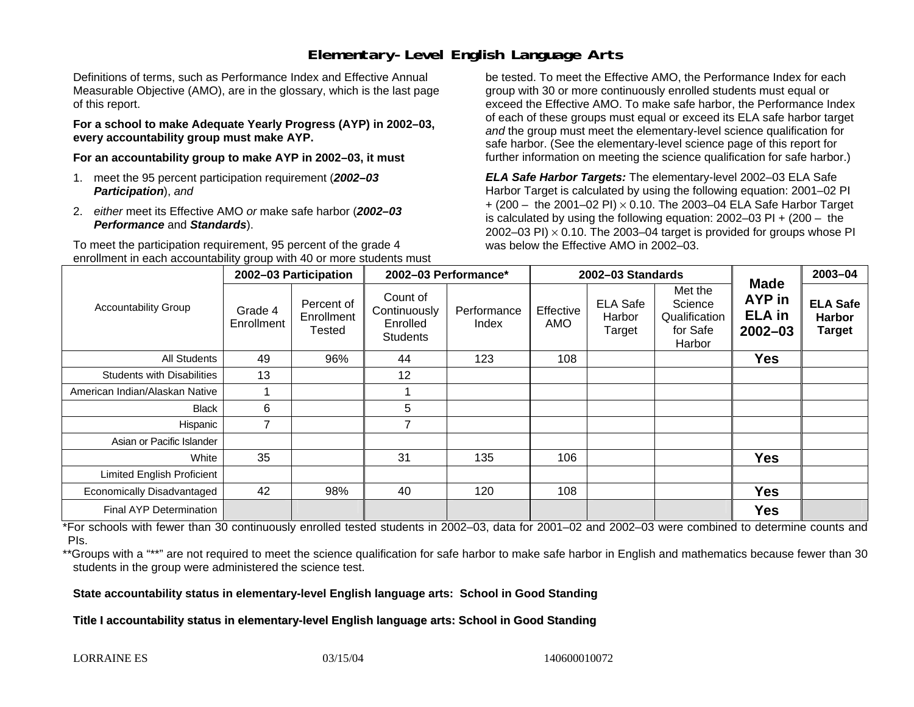# Elementary-Level English Language Arts

Definitions of terms, such as Performance Index and Effective Annual Measurable Objective (AMO), are in the glossary, which is the last page of this report.

**For a school to make Adequate Yearly Progress (AYP) in 2002–03, every accountability group must make AYP.**

**For an accountability group to make AYP in 2002–03, it must**

1. meet the 95 percent participation requirement (***2002–03 Participation***), *and*
2. *either* meet its Effective AMO *or* make safe harbor (***2002–03 Performance*** and ***Standards***).

To meet the participation requirement, 95 percent of the grade 4 enrollment in each accountability group with 40 or more students must be tested. To meet the Effective AMO, the Performance Index for each group with 30 or more continuously enrolled students must equal or exceed the Effective AMO. To make safe harbor, the Performance Index of each of these groups must equal or exceed its ELA safe harbor target *and* the group must meet the elementary-level science qualification for safe harbor. (See the elementary-level science page of this report for further information on meeting the science qualification for safe harbor.)

***ELA Safe Harbor Targets:*** The elementary-level 2002–03 ELA Safe Harbor Target is calculated by using the following equation: 2001–02 PI + (200 – the 2001–02 PI) $\times$ 0.10. The 2003–04 ELA Safe Harbor Target is calculated by using the following equation: 2002–03 PI + (200 – the 2002–03 PI) $\times$ 0.10. The 2003–04 target is provided for groups whose PI was below the Effective AMO in 2002–03.

| Accountability Group | 2002–03 Participation | | 2002–03 Performance* | | 2002–03 Standards | | | Made AYP in ELA in 2002–03 | 2003–04 |
|---|---|---|---|---|---|---|---|---|---|
| | Grade 4 Enrollment | Percent of Enrollment Tested | Count of Continuously Enrolled Students | Performance Index | Effective AMO | ELA Safe Harbor Target | Met the Science Qualification for Safe Harbor | | **ELA Safe Harbor Target** |
| All Students | 49 | 96% | 44 | 123 | 108 | | | **Yes** | |
| Students with Disabilities | 13 | | 12 | | | | | | |
| American Indian/Alaskan Native | 1 | | 1 | | | | | | |
| Black | 6 | | 5 | | | | | | |
| Hispanic | 7 | | 7 | | | | | | |
| Asian or Pacific Islander | | | | | | | | | |
| White | 35 | | 31 | 135 | 106 | | | **Yes** | |
| Limited English Proficient | | | | | | | | | |
| Economically Disadvantaged | 42 | 98% | 40 | 120 | 108 | | | **Yes** | |
| Final AYP Determination | | | | | | | | **Yes** | |

*For schools with fewer than 30 continuously enrolled tested students in 2002–03, data for 2001–02 and 2002–03 were combined to determine counts and PIs.

**Groups with a "**" are not required to meet the science qualification for safe harbor to make safe harbor in English and mathematics because fewer than 30 students in the group were administered the science test.

**State accountability status in elementary-level English language arts: School in Good Standing**

**Title I accountability status in elementary-level English language arts: School in Good Standing**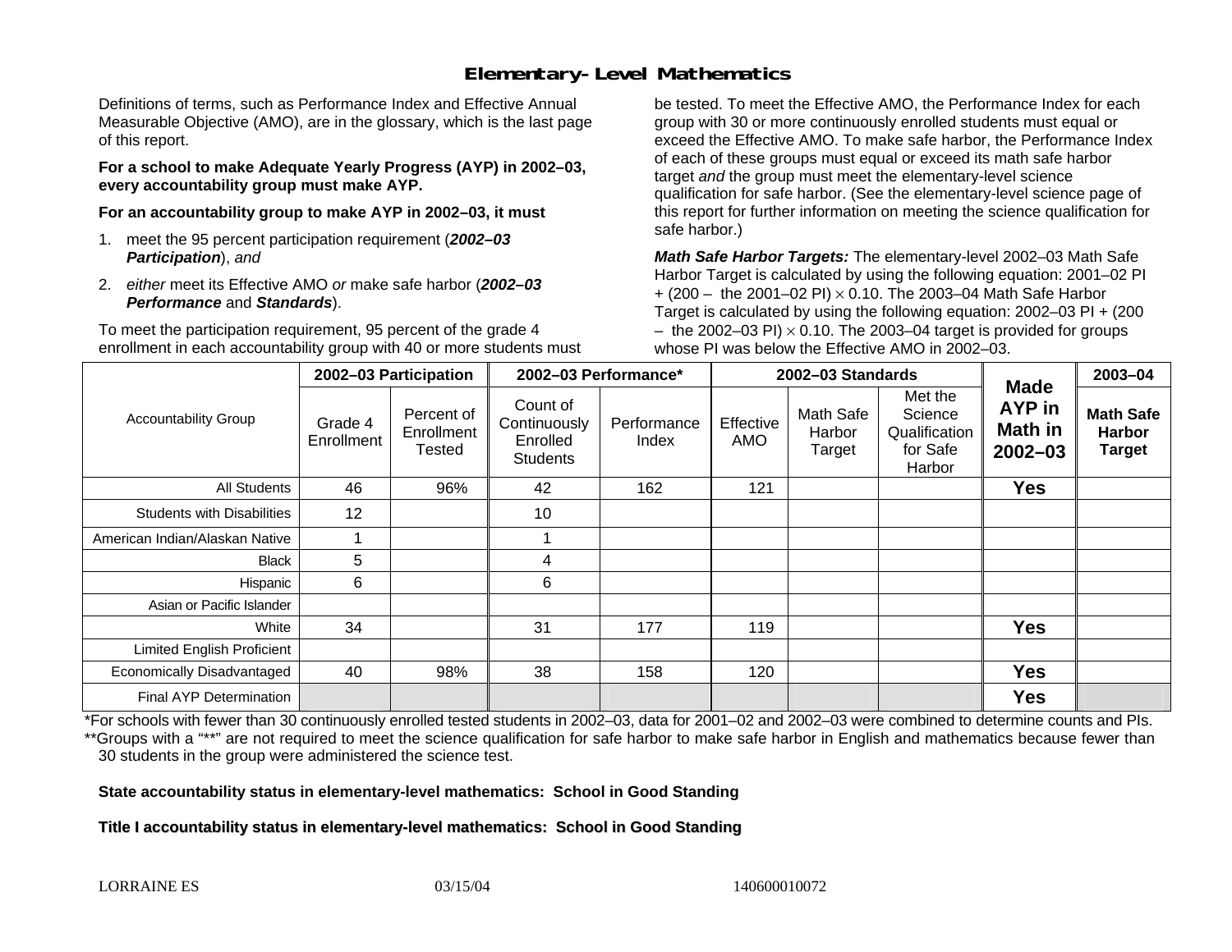# Elementary-Level Mathematics

Definitions of terms, such as Performance Index and Effective Annual Measurable Objective (AMO), are in the glossary, which is the last page of this report.

**For a school to make Adequate Yearly Progress (AYP) in 2002–03, every accountability group must make AYP.**

**For an accountability group to make AYP in 2002–03, it must**

1. meet the 95 percent participation requirement (***2002–03 Participation***), *and*
2. *either* meet its Effective AMO *or* make safe harbor (***2002–03 Performance*** and ***Standards***).

To meet the participation requirement, 95 percent of the grade 4 enrollment in each accountability group with 40 or more students must be tested. To meet the Effective AMO, the Performance Index for each group with 30 or more continuously enrolled students must equal or exceed the Effective AMO. To make safe harbor, the Performance Index of each of these groups must equal or exceed its math safe harbor target *and* the group must meet the elementary-level science qualification for safe harbor. (See the elementary-level science page of this report for further information on meeting the science qualification for safe harbor.)

***Math Safe Harbor Targets:*** The elementary-level 2002–03 Math Safe Harbor Target is calculated by using the following equation: 2001–02 PI + (200 – the 2001–02 PI) $\times$ 0.10. The 2003–04 Math Safe Harbor Target is calculated by using the following equation: 2002–03 PI + (200 – the 2002–03 PI) $\times$ 0.10. The 2003–04 target is provided for groups whose PI was below the Effective AMO in 2002–03.

| Accountability Group | 2002–03 Participation | | 2002–03 Performance* | | 2002–03 Standards | | | Made AYP in Math in 2002–03 | 2003–04 |
|---|---|---|---|---|---|---|---|---|---|
| | Grade 4 Enrollment | Percent of Enrollment Tested | Count of Continuously Enrolled Students | Performance Index | Effective AMO | Math Safe Harbor Target | Met the Science Qualification for Safe Harbor | | Math Safe Harbor Target |
| All Students | 46 | 96% | 42 | 162 | 121 | | | **Yes** | |
| Students with Disabilities | 12 | | 10 | | | | | | |
| American Indian/Alaskan Native | 1 | | 1 | | | | | | |
| Black | 5 | | 4 | | | | | | |
| Hispanic | 6 | | 6 | | | | | | |
| Asian or Pacific Islander | | | | | | | | | |
| White | 34 | | 31 | 177 | 119 | | | **Yes** | |
| Limited English Proficient | | | | | | | | | |
| Economically Disadvantaged | 40 | 98% | 38 | 158 | 120 | | | **Yes** | |
| Final AYP Determination | | | | | | | | **Yes** | |

*For schools with fewer than 30 continuously enrolled tested students in 2002–03, data for 2001–02 and 2002–03 were combined to determine counts and PIs.

**Groups with a "**" are not required to meet the science qualification for safe harbor to make safe harbor in English and mathematics because fewer than 30 students in the group were administered the science test.

**State accountability status in elementary-level mathematics: School in Good Standing**

**Title I accountability status in elementary-level mathematics: School in Good Standing**

LORRAINE ES 03/15/04 140600010072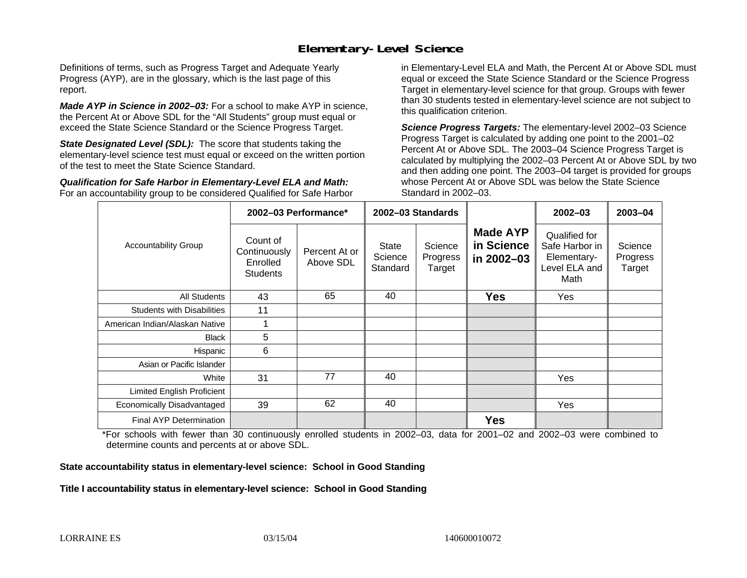# Elementary-Level Science

Definitions of terms, such as Progress Target and Adequate Yearly Progress (AYP), are in the glossary, which is the last page of this report.

***Made AYP in Science in 2002–03:*** For a school to make AYP in science, the Percent At or Above SDL for the "All Students" group must equal or exceed the State Science Standard or the Science Progress Target.

***State Designated Level (SDL):*** The score that students taking the elementary-level science test must equal or exceed on the written portion of the test to meet the State Science Standard.

***Qualification for Safe Harbor in Elementary-Level ELA and Math:*** For an accountability group to be considered Qualified for Safe Harbor in Elementary-Level ELA and Math, the Percent At or Above SDL must equal or exceed the State Science Standard or the Science Progress Target in elementary-level science for that group. Groups with fewer than 30 students tested in elementary-level science are not subject to this qualification criterion.

***Science Progress Targets:*** The elementary-level 2002–03 Science Progress Target is calculated by adding one point to the 2001–02 Percent At or Above SDL. The 2003–04 Science Progress Target is calculated by multiplying the 2002–03 Percent At or Above SDL by two and then adding one point. The 2003–04 target is provided for groups whose Percent At or Above SDL was below the State Science Standard in 2002–03.

| Accountability Group | 2002–03 Performance* | | 2002–03 Standards | | Made AYP in Science in 2002–03 | 2002–03 | 2003–04 |
|---|---|---|---|---|---|---|---|
| | Count of Continuously Enrolled Students | Percent At or Above SDL | State Science Standard | Science Progress Target | | Qualified for Safe Harbor in Elementary-Level ELA and Math | Science Progress Target |
| All Students | 43 | 65 | 40 | | **Yes** | Yes | |
| Students with Disabilities | 11 | | | | | | |
| American Indian/Alaskan Native | 1 | | | | | | |
| Black | 5 | | | | | | |
| Hispanic | 6 | | | | | | |
| Asian or Pacific Islander | | | | | | | |
| White | 31 | 77 | 40 | | | Yes | |
| Limited English Proficient | | | | | | | |
| Economically Disadvantaged | 39 | 62 | 40 | | | Yes | |
| Final AYP Determination | | | | | **Yes** | | |

*For schools with fewer than 30 continuously enrolled students in 2002–03, data for 2001–02 and 2002–03 were combined to determine counts and percents at or above SDL.

**State accountability status in elementary-level science: School in Good Standing**

**Title I accountability status in elementary-level science: School in Good Standing**

LORRAINE ES 03/15/04 140600010072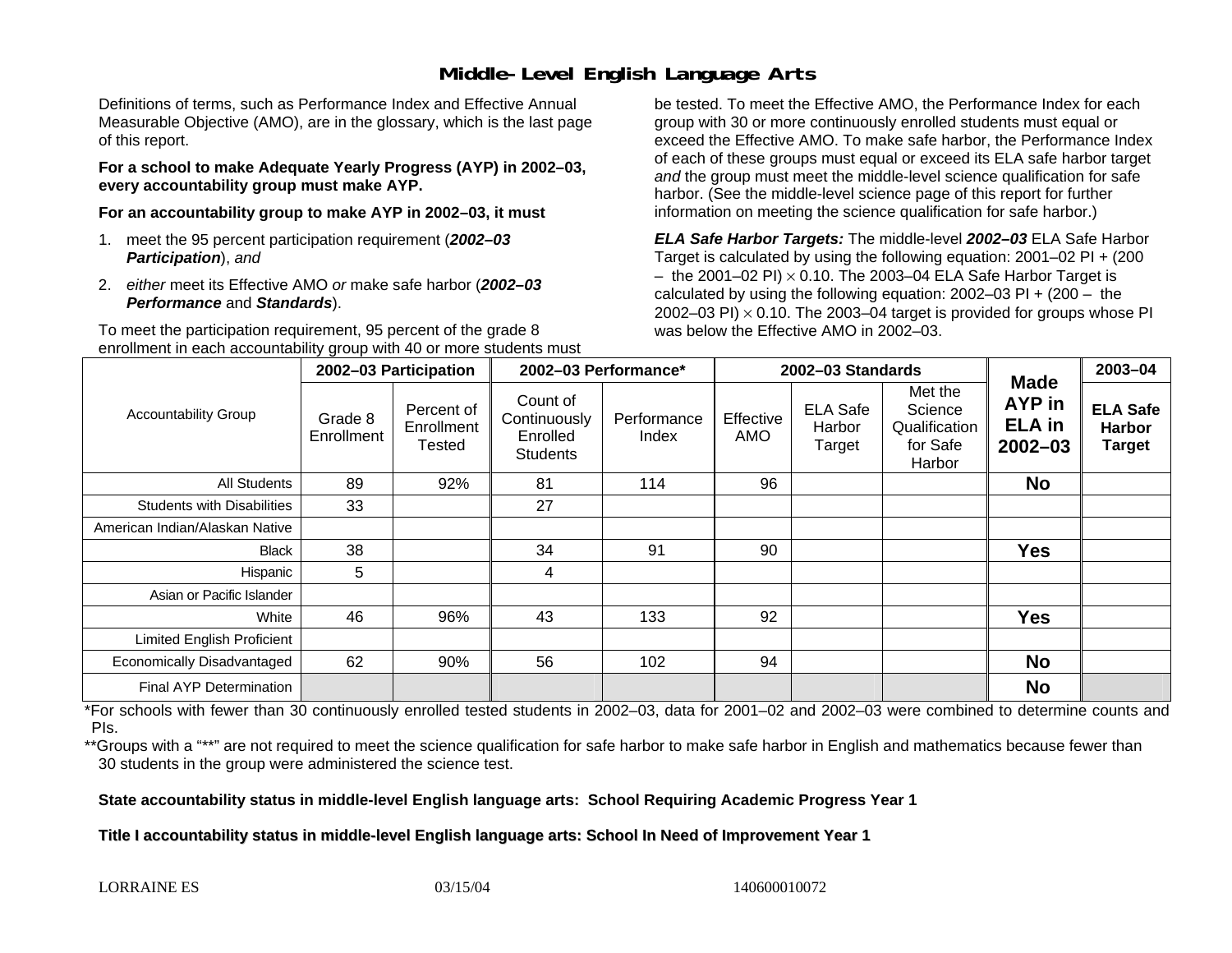# Middle-Level English Language Arts

Definitions of terms, such as Performance Index and Effective Annual Measurable Objective (AMO), are in the glossary, which is the last page of this report.

**For a school to make Adequate Yearly Progress (AYP) in 2002–03, every accountability group must make AYP.**

**For an accountability group to make AYP in 2002–03, it must**

1. meet the 95 percent participation requirement (***2002–03 Participation***), *and*
2. *either* meet its Effective AMO *or* make safe harbor (***2002–03 Performance*** and ***Standards***).

To meet the participation requirement, 95 percent of the grade 8 enrollment in each accountability group with 40 or more students must be tested. To meet the Effective AMO, the Performance Index for each group with 30 or more continuously enrolled students must equal or exceed the Effective AMO. To make safe harbor, the Performance Index of each of these groups must equal or exceed its ELA safe harbor target *and* the group must meet the middle-level science qualification for safe harbor. (See the middle-level science page of this report for further information on meeting the science qualification for safe harbor.)

***ELA Safe Harbor Targets:*** The middle-level ***2002–03*** ELA Safe Harbor Target is calculated by using the following equation: 2001–02 PI + (200 – the 2001–02 PI) $\times$ 0.10. The 2003–04 ELA Safe Harbor Target is calculated by using the following equation: 2002–03 PI + (200 – the 2002–03 PI) $\times$ 0.10. The 2003–04 target is provided for groups whose PI was below the Effective AMO in 2002–03.

| Accountability Group | 2002–03 Participation | | 2002–03 Performance* | | 2002–03 Standards | | | Made AYP in ELA in 2002–03 | 2003–04 |
|---|---|---|---|---|---|---|---|---|---|
| | Grade 8 Enrollment | Percent of Enrollment Tested | Count of Continuously Enrolled Students | Performance Index | Effective AMO | ELA Safe Harbor Target | Met the Science Qualification for Safe Harbor | | ELA Safe Harbor Target |
| All Students | 89 | 92% | 81 | 114 | 96 | | | **No** | |
| Students with Disabilities | 33 | | 27 | | | | | | |
| American Indian/Alaskan Native | | | | | | | | | |
| Black | 38 | | 34 | 91 | 90 | | | **Yes** | |
| Hispanic | 5 | | 4 | | | | | | |
| Asian or Pacific Islander | | | | | | | | | |
| White | 46 | 96% | 43 | 133 | 92 | | | **Yes** | |
| Limited English Proficient | | | | | | | | | |
| Economically Disadvantaged | 62 | 90% | 56 | 102 | 94 | | | **No** | |
| Final AYP Determination | | | | | | | | **No** | |

*For schools with fewer than 30 continuously enrolled tested students in 2002–03, data for 2001–02 and 2002–03 were combined to determine counts and PIs.

**Groups with a "**" are not required to meet the science qualification for safe harbor to make safe harbor in English and mathematics because fewer than 30 students in the group were administered the science test.

**State accountability status in middle-level English language arts: School Requiring Academic Progress Year 1**

**Title I accountability status in middle-level English language arts: School In Need of Improvement Year 1**

LORRAINE ES 03/15/04 140600010072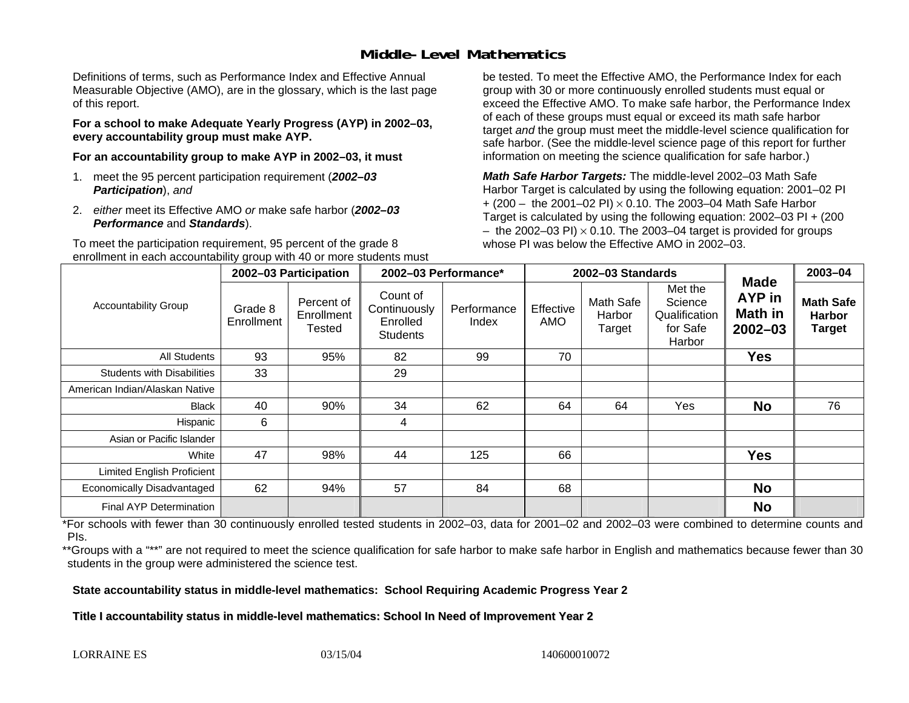# Middle-Level Mathematics

Definitions of terms, such as Performance Index and Effective Annual Measurable Objective (AMO), are in the glossary, which is the last page of this report.

**For a school to make Adequate Yearly Progress (AYP) in 2002–03, every accountability group must make AYP.**

**For an accountability group to make AYP in 2002–03, it must**

1. meet the 95 percent participation requirement (***2002–03 Participation***), *and*
2. *either* meet its Effective AMO *or* make safe harbor (***2002–03 Performance*** and ***Standards***).

To meet the participation requirement, 95 percent of the grade 8 enrollment in each accountability group with 40 or more students must be tested. To meet the Effective AMO, the Performance Index for each group with 30 or more continuously enrolled students must equal or exceed the Effective AMO. To make safe harbor, the Performance Index of each of these groups must equal or exceed its math safe harbor target *and* the group must meet the middle-level science qualification for safe harbor. (See the middle-level science page of this report for further information on meeting the science qualification for safe harbor.)

***Math Safe Harbor Targets:*** The middle-level 2002–03 Math Safe Harbor Target is calculated by using the following equation: 2001–02 PI + (200 – the 2001–02 PI) $\times$ 0.10. The 2003–04 Math Safe Harbor Target is calculated by using the following equation: 2002–03 PI + (200 – the 2002–03 PI) $\times$ 0.10. The 2003–04 target is provided for groups whose PI was below the Effective AMO in 2002–03.

| Accountability Group | 2002–03 Participation | | 2002–03 Performance* | | 2002–03 Standards | | | Made AYP in Math in 2002–03 | 2003–04 |
|---|---|---|---|---|---|---|---|---|---|
| | Grade 8 Enrollment | Percent of Enrollment Tested | Count of Continuously Enrolled Students | Performance Index | Effective AMO | Math Safe Harbor Target | Met the Science Qualification for Safe Harbor | | Math Safe Harbor Target |
| All Students | 93 | 95% | 82 | 99 | 70 | | | **Yes** | |
| Students with Disabilities | 33 | | 29 | | | | | | |
| American Indian/Alaskan Native | | | | | | | | | |
| Black | 40 | 90% | 34 | 62 | 64 | 64 | Yes | **No** | 76 |
| Hispanic | 6 | | 4 | | | | | | |
| Asian or Pacific Islander | | | | | | | | | |
| White | 47 | 98% | 44 | 125 | 66 | | | **Yes** | |
| Limited English Proficient | | | | | | | | | |
| Economically Disadvantaged | 62 | 94% | 57 | 84 | 68 | | | **No** | |
| Final AYP Determination | | | | | | | | **No** | |

*For schools with fewer than 30 continuously enrolled tested students in 2002–03, data for 2001–02 and 2002–03 were combined to determine counts and PIs.

**Groups with a "**" are not required to meet the science qualification for safe harbor to make safe harbor in English and mathematics because fewer than 30 students in the group were administered the science test.

**State accountability status in middle-level mathematics: School Requiring Academic Progress Year 2**

**Title I accountability status in middle-level mathematics: School In Need of Improvement Year 2**

LORRAINE ES 03/15/04 140600010072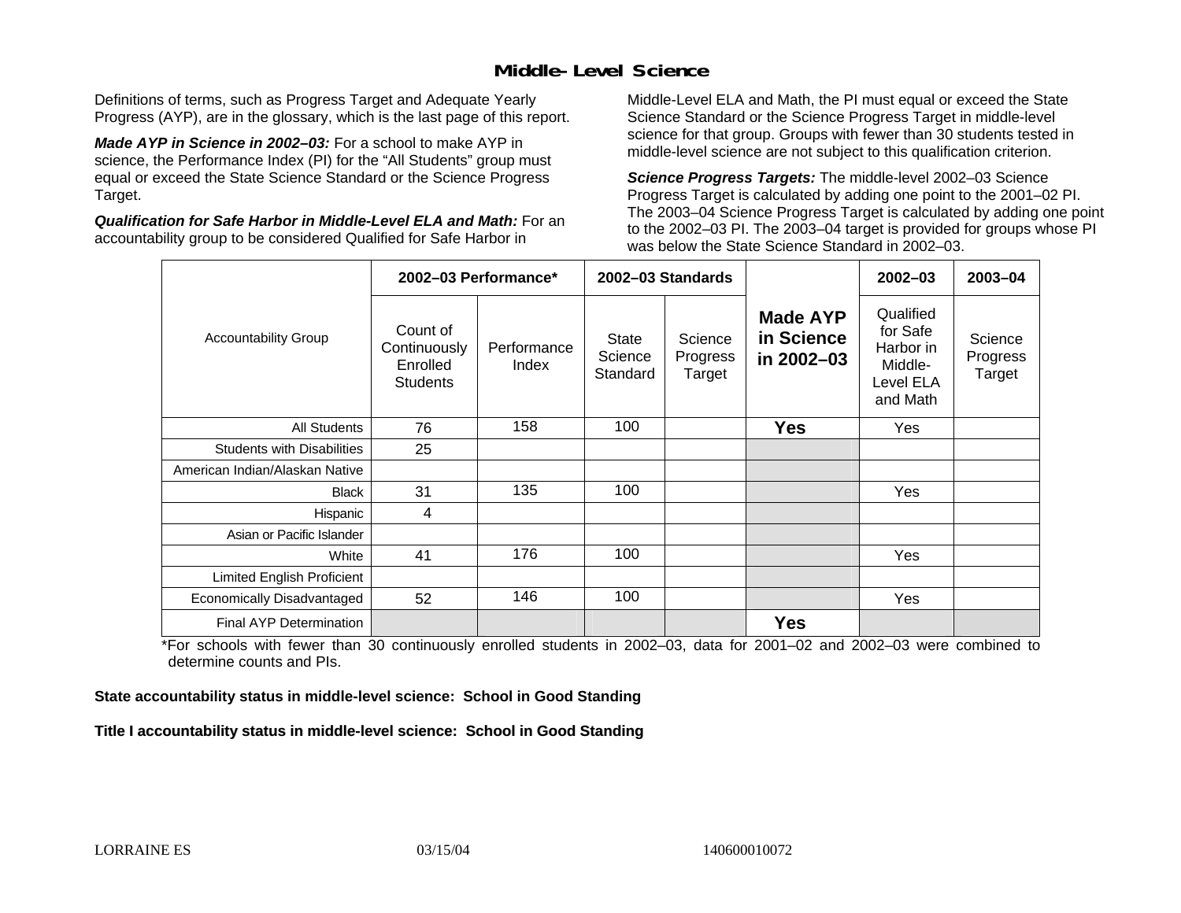# Middle-Level Science

Definitions of terms, such as Progress Target and Adequate Yearly Progress (AYP), are in the glossary, which is the last page of this report.

***Made AYP in Science in 2002–03:*** For a school to make AYP in science, the Performance Index (PI) for the "All Students" group must equal or exceed the State Science Standard or the Science Progress Target.

***Qualification for Safe Harbor in Middle-Level ELA and Math:*** For an accountability group to be considered Qualified for Safe Harbor in Middle-Level ELA and Math, the PI must equal or exceed the State Science Standard or the Science Progress Target in middle-level science for that group. Groups with fewer than 30 students tested in middle-level science are not subject to this qualification criterion.

***Science Progress Targets:*** The middle-level 2002–03 Science Progress Target is calculated by adding one point to the 2001–02 PI. The 2003–04 Science Progress Target is calculated by adding one point to the 2002–03 PI. The 2003–04 target is provided for groups whose PI was below the State Science Standard in 2002–03.

| Accountability Group | 2002–03 Performance* | | 2002–03 Standards | | Made AYP in Science in 2002–03 | 2002–03 | 2003–04 |
|---|---|---|---|---|---|---|---|
| | Count of Continuously Enrolled Students | Performance Index | State Science Standard | Science Progress Target | | Qualified for Safe Harbor in Middle-Level ELA and Math | Science Progress Target |
| All Students | 76 | 158 | 100 | | **Yes** | Yes | |
| Students with Disabilities | 25 | | | | | | |
| American Indian/Alaskan Native | | | | | | | |
| Black | 31 | 135 | 100 | | | Yes | |
| Hispanic | 4 | | | | | | |
| Asian or Pacific Islander | | | | | | | |
| White | 41 | 176 | 100 | | | Yes | |
| Limited English Proficient | | | | | | | |
| Economically Disadvantaged | 52 | 146 | 100 | | | Yes | |
| Final AYP Determination | | | | | **Yes** | | |

*For schools with fewer than 30 continuously enrolled students in 2002–03, data for 2001–02 and 2002–03 were combined to determine counts and PIs.

**State accountability status in middle-level science: School in Good Standing**

**Title I accountability status in middle-level science: School in Good Standing**

LORRAINE ES 03/15/04 140600010072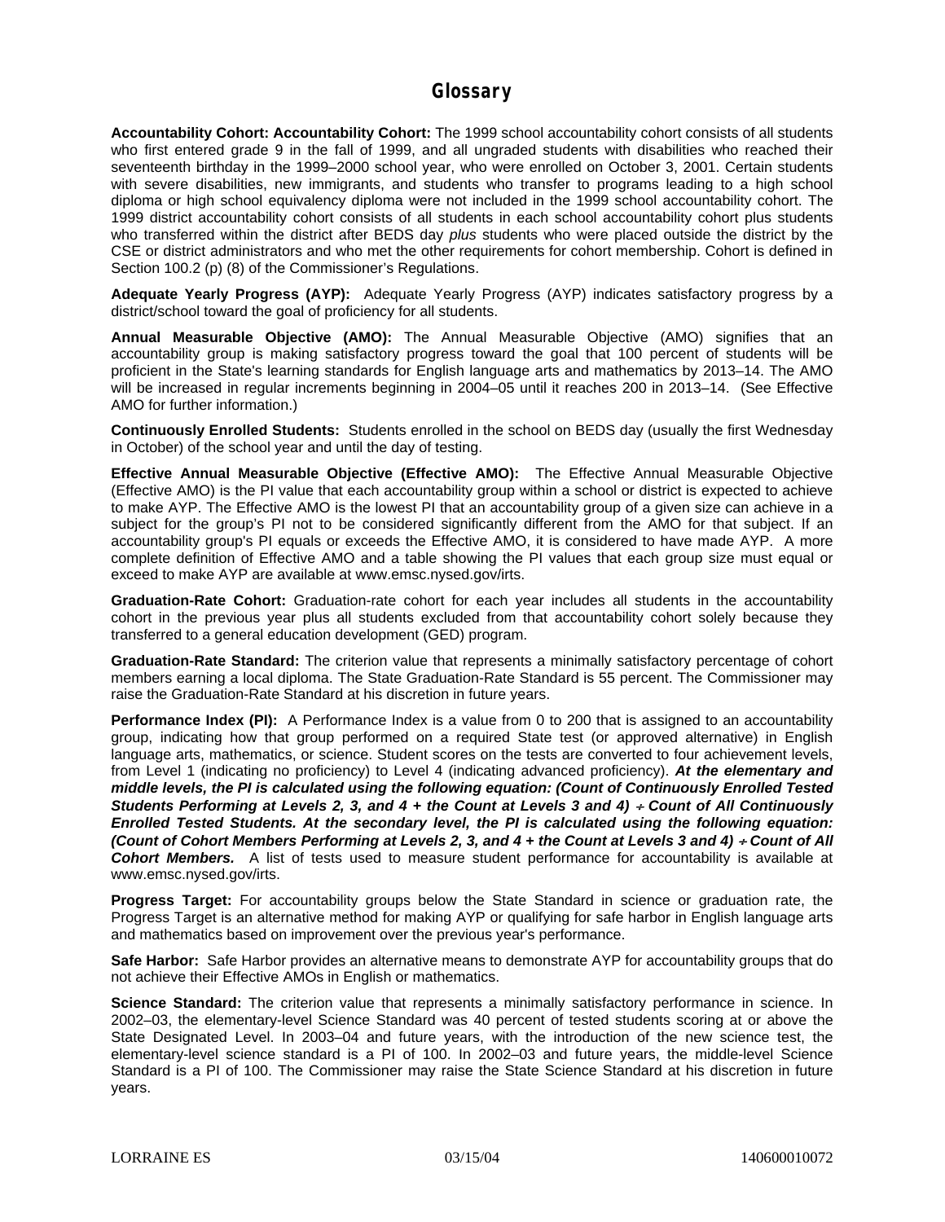# Glossary

**Accountability Cohort: Accountability Cohort:** The 1999 school accountability cohort consists of all students who first entered grade 9 in the fall of 1999, and all ungraded students with disabilities who reached their seventeenth birthday in the 1999–2000 school year, who were enrolled on October 3, 2001. Certain students with severe disabilities, new immigrants, and students who transfer to programs leading to a high school diploma or high school equivalency diploma were not included in the 1999 school accountability cohort. The 1999 district accountability cohort consists of all students in each school accountability cohort plus students who transferred within the district after BEDS day *plus* students who were placed outside the district by the CSE or district administrators and who met the other requirements for cohort membership. Cohort is defined in Section 100.2 (p) (8) of the Commissioner's Regulations.

**Adequate Yearly Progress (AYP):** Adequate Yearly Progress (AYP) indicates satisfactory progress by a district/school toward the goal of proficiency for all students.

**Annual Measurable Objective (AMO):** The Annual Measurable Objective (AMO) signifies that an accountability group is making satisfactory progress toward the goal that 100 percent of students will be proficient in the State's learning standards for English language arts and mathematics by 2013–14. The AMO will be increased in regular increments beginning in 2004–05 until it reaches 200 in 2013–14. (See Effective AMO for further information.)

**Continuously Enrolled Students:** Students enrolled in the school on BEDS day (usually the first Wednesday in October) of the school year and until the day of testing.

**Effective Annual Measurable Objective (Effective AMO):** The Effective Annual Measurable Objective (Effective AMO) is the PI value that each accountability group within a school or district is expected to achieve to make AYP. The Effective AMO is the lowest PI that an accountability group of a given size can achieve in a subject for the group's PI not to be considered significantly different from the AMO for that subject. If an accountability group's PI equals or exceeds the Effective AMO, it is considered to have made AYP. A more complete definition of Effective AMO and a table showing the PI values that each group size must equal or exceed to make AYP are available at www.emsc.nysed.gov/irts.

**Graduation-Rate Cohort:** Graduation-rate cohort for each year includes all students in the accountability cohort in the previous year plus all students excluded from that accountability cohort solely because they transferred to a general education development (GED) program.

**Graduation-Rate Standard:** The criterion value that represents a minimally satisfactory percentage of cohort members earning a local diploma. The State Graduation-Rate Standard is 55 percent. The Commissioner may raise the Graduation-Rate Standard at his discretion in future years.

**Performance Index (PI):** A Performance Index is a value from 0 to 200 that is assigned to an accountability group, indicating how that group performed on a required State test (or approved alternative) in English language arts, mathematics, or science. Student scores on the tests are converted to four achievement levels, from Level 1 (indicating no proficiency) to Level 4 (indicating advanced proficiency). ***At the elementary and middle levels, the PI is calculated using the following equation: (Count of Continuously Enrolled Tested Students Performing at Levels 2, 3, and 4 + the Count at Levels 3 and 4) ÷ Count of All Continuously Enrolled Tested Students. At the secondary level, the PI is calculated using the following equation: (Count of Cohort Members Performing at Levels 2, 3, and 4 + the Count at Levels 3 and 4) ÷ Count of All Cohort Members.*** A list of tests used to measure student performance for accountability is available at www.emsc.nysed.gov/irts.

**Progress Target:** For accountability groups below the State Standard in science or graduation rate, the Progress Target is an alternative method for making AYP or qualifying for safe harbor in English language arts and mathematics based on improvement over the previous year's performance.

**Safe Harbor:** Safe Harbor provides an alternative means to demonstrate AYP for accountability groups that do not achieve their Effective AMOs in English or mathematics.

**Science Standard:** The criterion value that represents a minimally satisfactory performance in science. In 2002–03, the elementary-level Science Standard was 40 percent of tested students scoring at or above the State Designated Level. In 2003–04 and future years, with the introduction of the new science test, the elementary-level science standard is a PI of 100. In 2002–03 and future years, the middle-level Science Standard is a PI of 100. The Commissioner may raise the State Science Standard at his discretion in future years.